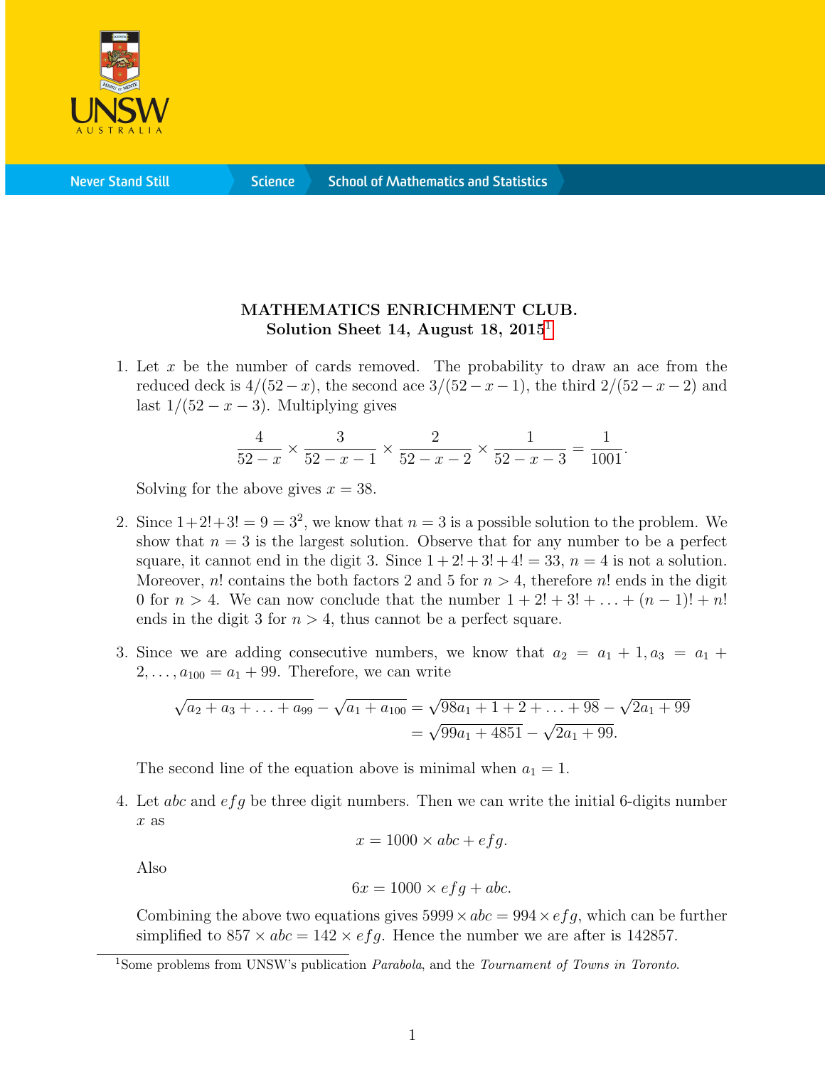# MATHEMATICS ENRICHMENT CLUB.
## Solution Sheet 14, August 18, 2015[1]

1. Let $x$ be the number of cards removed. The probability to draw an ace from the reduced deck is $4/(52-x)$, the second ace $3/(52-x-1)$, the third $2/(52-x-2)$ and last $1/(52-x-3)$. Multiplying gives
$$\frac{4}{52-x} \times \frac{3}{52-x-1} \times \frac{2}{52-x-2} \times \frac{1}{52-x-3} = \frac{1}{1001}.$$
Solving for the above gives $x = 38$.

2. Since $1+2!+3! = 9 = 3^2$, we know that $n = 3$ is a possible solution to the problem. We show that $n = 3$ is the largest solution. Observe that for any number to be a perfect square, it cannot end in the digit 3. Since $1+2!+3!+4! = 33$, $n = 4$ is not a solution. Moreover, $n!$ contains the both factors 2 and 5 for $n > 4$, therefore $n!$ ends in the digit 0 for $n > 4$. We can now conclude that the number $1 + 2! + 3! + \ldots + (n-1)! + n!$ ends in the digit 3 for $n > 4$, thus cannot be a perfect square.

3. Since we are adding consecutive numbers, we know that $a_2 = a_1 + 1, a_3 = a_1 + 2, \ldots, a_{100} = a_1 + 99$. Therefore, we can write
$$\begin{aligned}\sqrt{a_2 + a_3 + \ldots + a_{99}} - \sqrt{a_1 + a_{100}} &= \sqrt{98a_1 + 1 + 2 + \ldots + 98} - \sqrt{2a_1 + 99} \\ &= \sqrt{99a_1 + 4851} - \sqrt{2a_1 + 99}.\end{aligned}$$
The second line of the equation above is minimal when $a_1 = 1$.

4. Let $abc$ and $efg$ be three digit numbers. Then we can write the initial 6-digits number $x$ as
$$x = 1000 \times abc + efg.$$
Also
$$6x = 1000 \times efg + abc.$$
Combining the above two equations gives $5999 \times abc = 994 \times efg$, which can be further simplified to $857 \times abc = 142 \times efg$. Hence the number we are after is 142857.

[1] Some problems from UNSW's publication *Parabola*, and the *Tournament of Towns in Toronto*.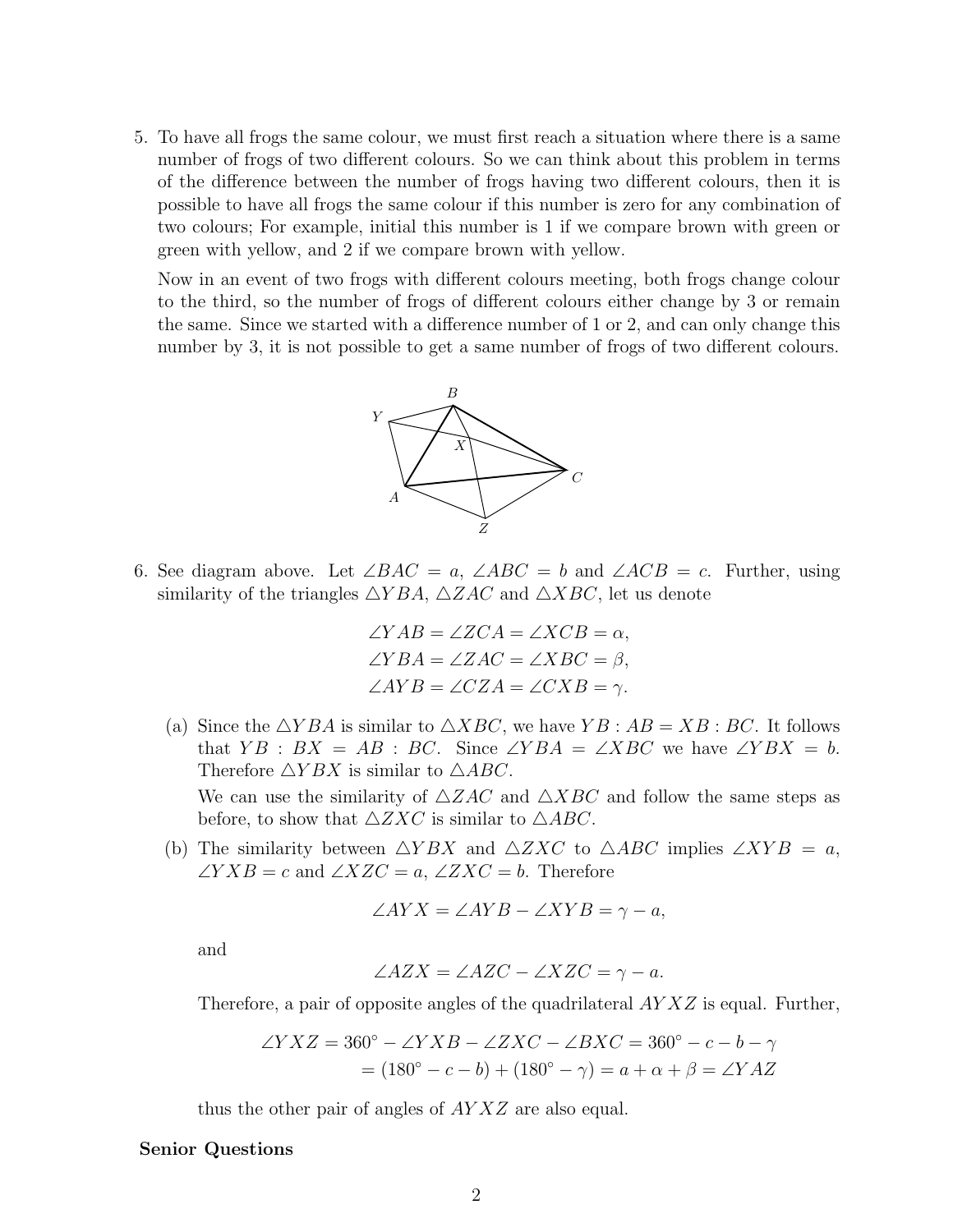5. To have all frogs the same colour, we must first reach a situation where there is a same number of frogs of two different colours. So we can think about this problem in terms of the difference between the number of frogs having two different colours, then it is possible to have all frogs the same colour if this number is zero for any combination of two colours; For example, initial this number is 1 if we compare brown with green or green with yellow, and 2 if we compare brown with yellow.

   Now in an event of two frogs with different colours meeting, both frogs change colour to the third, so the number of frogs of different colours either change by 3 or remain the same. Since we started with a difference number of 1 or 2, and can only change this number by 3, it is not possible to get a same number of frogs of two different colours.

6. See diagram above. Let $\angle BAC = a$, $\angle ABC = b$ and $\angle ACB = c$. Further, using similarity of the triangles $\triangle YBA$, $\triangle ZAC$ and $\triangle XBC$, let us denote

$$\angle YAB = \angle ZCA = \angle XCB = \alpha,$$
$$\angle YBA = \angle ZAC = \angle XBC = \beta,$$
$$\angle AYB = \angle CZA = \angle CXB = \gamma.$$

   (a) Since the $\triangle YBA$ is similar to $\triangle XBC$, we have $YB : AB = XB : BC$. It follows that $YB : BX = AB : BC$. Since $\angle YBA = \angle XBC$ we have $\angle YBX = b$. Therefore $\triangle YBX$ is similar to $\triangle ABC$.

   We can use the similarity of $\triangle ZAC$ and $\triangle XBC$ and follow the same steps as before, to show that $\triangle ZXC$ is similar to $\triangle ABC$.

   (b) The similarity between $\triangle YBX$ and $\triangle ZXC$ to $\triangle ABC$ implies $\angle XYB = a$, $\angle YXB = c$ and $\angle XZC = a$, $\angle ZXC = b$. Therefore

$$\angle AYX = \angle AYB - \angle XYB = \gamma - a,$$

   and

$$\angle AZX = \angle AZC - \angle XZC = \gamma - a.$$

   Therefore, a pair of opposite angles of the quadrilateral $AYXZ$ is equal. Further,

$$\begin{aligned}\angle YXZ &= 360^\circ - \angle YXB - \angle ZXC - \angle BXC = 360^\circ - c - b - \gamma \\ &= (180^\circ - c - b) + (180^\circ - \gamma) = a + \alpha + \beta = \angle YAZ\end{aligned}$$

   thus the other pair of angles of $AYXZ$ are also equal.

**Senior Questions**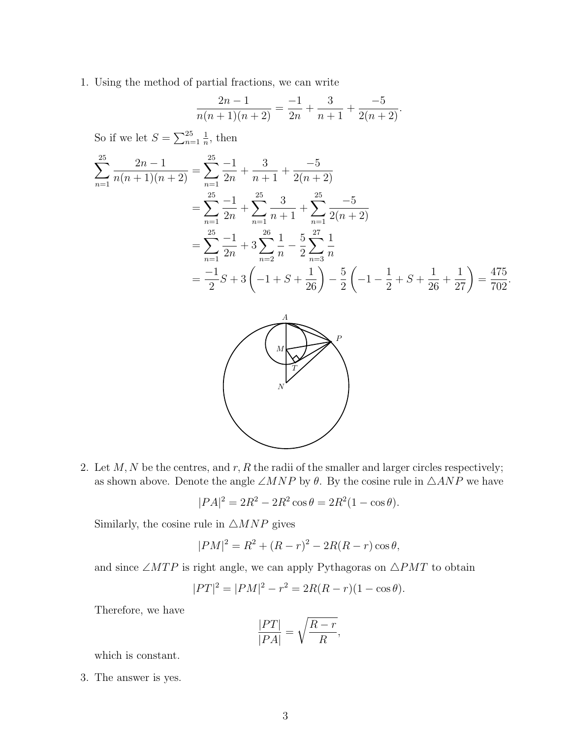1. Using the method of partial fractions, we can write

$$\frac{2n-1}{n(n+1)(n+2)} = \frac{-1}{2n} + \frac{3}{n+1} + \frac{-5}{2(n+2)}.$$

So if we let $S = \sum_{n=1}^{25} \frac{1}{n}$, then

$$\begin{aligned}
\sum_{n=1}^{25} \frac{2n-1}{n(n+1)(n+2)} &= \sum_{n=1}^{25} \frac{-1}{2n} + \frac{3}{n+1} + \frac{-5}{2(n+2)} \\
&= \sum_{n=1}^{25} \frac{-1}{2n} + \sum_{n=1}^{25} \frac{3}{n+1} + \sum_{n=1}^{25} \frac{-5}{2(n+2)} \\
&= \sum_{n=1}^{25} \frac{-1}{2n} + 3\sum_{n=2}^{26} \frac{1}{n} - \frac{5}{2}\sum_{n=3}^{27} \frac{1}{n} \\
&= \frac{-1}{2}S + 3\left(-1 + S + \frac{1}{26}\right) - \frac{5}{2}\left(-1 - \frac{1}{2} + S + \frac{1}{26} + \frac{1}{27}\right) = \frac{475}{702}.
\end{aligned}$$

A

P

M

T

N

2. Let $M, N$ be the centres, and $r, R$ the radii of the smaller and larger circles respectively; as shown above. Denote the angle $\angle MNP$ by $\theta$. By the cosine rule in $\triangle ANP$ we have

$$|PA|^2 = 2R^2 - 2R^2\cos\theta = 2R^2(1 - \cos\theta).$$

Similarly, the cosine rule in $\triangle MNP$ gives

$$|PM|^2 = R^2 + (R-r)^2 - 2R(R-r)\cos\theta,$$

and since $\angle MTP$ is right angle, we can apply Pythagoras on $\triangle PMT$ to obtain

$$|PT|^2 = |PM|^2 - r^2 = 2R(R-r)(1 - \cos\theta).$$

Therefore, we have

$$\frac{|PT|}{|PA|} = \sqrt{\frac{R-r}{R}},$$

which is constant.

3. The answer is yes.